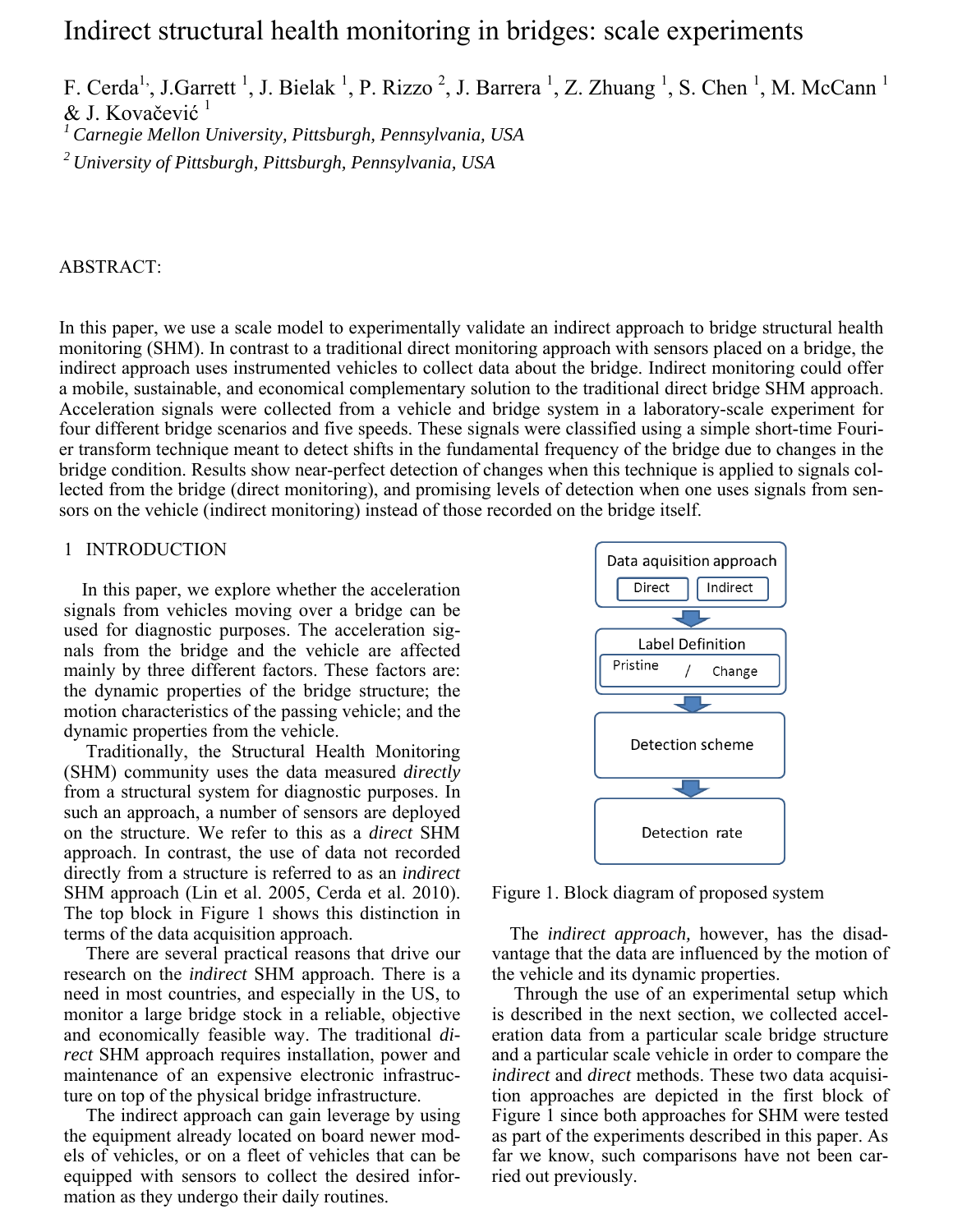# Indirect structural health monitoring in bridges: scale experiments

F. Cerda[1], J.Garrett [1], J. Bielak [1], P. Rizzo [2], J. Barrera [1], Z. Zhuang [1], S. Chen [1], M. McCann [1] & J. Kovačević [1]

[1] *Carnegie Mellon University, Pittsburgh, Pennsylvania, USA*

[2] *University of Pittsburgh, Pittsburgh, Pennsylvania, USA*

ABSTRACT:

In this paper, we use a scale model to experimentally validate an indirect approach to bridge structural health monitoring (SHM). In contrast to a traditional direct monitoring approach with sensors placed on a bridge, the indirect approach uses instrumented vehicles to collect data about the bridge. Indirect monitoring could offer a mobile, sustainable, and economical complementary solution to the traditional direct bridge SHM approach. Acceleration signals were collected from a vehicle and bridge system in a laboratory-scale experiment for four different bridge scenarios and five speeds. These signals were classified using a simple short-time Fourier transform technique meant to detect shifts in the fundamental frequency of the bridge due to changes in the bridge condition. Results show near-perfect detection of changes when this technique is applied to signals collected from the bridge (direct monitoring), and promising levels of detection when one uses signals from sensors on the vehicle (indirect monitoring) instead of those recorded on the bridge itself.

## 1 INTRODUCTION

In this paper, we explore whether the acceleration signals from vehicles moving over a bridge can be used for diagnostic purposes. The acceleration signals from the bridge and the vehicle are affected mainly by three different factors. These factors are: the dynamic properties of the bridge structure; the motion characteristics of the passing vehicle; and the dynamic properties from the vehicle.

Traditionally, the Structural Health Monitoring (SHM) community uses the data measured *directly* from a structural system for diagnostic purposes. In such an approach, a number of sensors are deployed on the structure. We refer to this as a *direct* SHM approach. In contrast, the use of data not recorded directly from a structure is referred to as an *indirect* SHM approach (Lin et al. 2005, Cerda et al. 2010). The top block in Figure 1 shows this distinction in terms of the data acquisition approach.

There are several practical reasons that drive our research on the *indirect* SHM approach. There is a need in most countries, and especially in the US, to monitor a large bridge stock in a reliable, objective and economically feasible way. The traditional *direct* SHM approach requires installation, power and maintenance of an expensive electronic infrastructure on top of the physical bridge infrastructure.

The indirect approach can gain leverage by using the equipment already located on board newer models of vehicles, or on a fleet of vehicles that can be equipped with sensors to collect the desired information as they undergo their daily routines.

Data aquisition approach: Direct | Indirect

Label Definition: Pristine / Change

Detection scheme

Detection rate

Figure 1. Block diagram of proposed system

The *indirect approach,* however, has the disadvantage that the data are influenced by the motion of the vehicle and its dynamic properties.

Through the use of an experimental setup which is described in the next section, we collected acceleration data from a particular scale bridge structure and a particular scale vehicle in order to compare the *indirect* and *direct* methods. These two data acquisition approaches are depicted in the first block of Figure 1 since both approaches for SHM were tested as part of the experiments described in this paper. As far we know, such comparisons have not been carried out previously.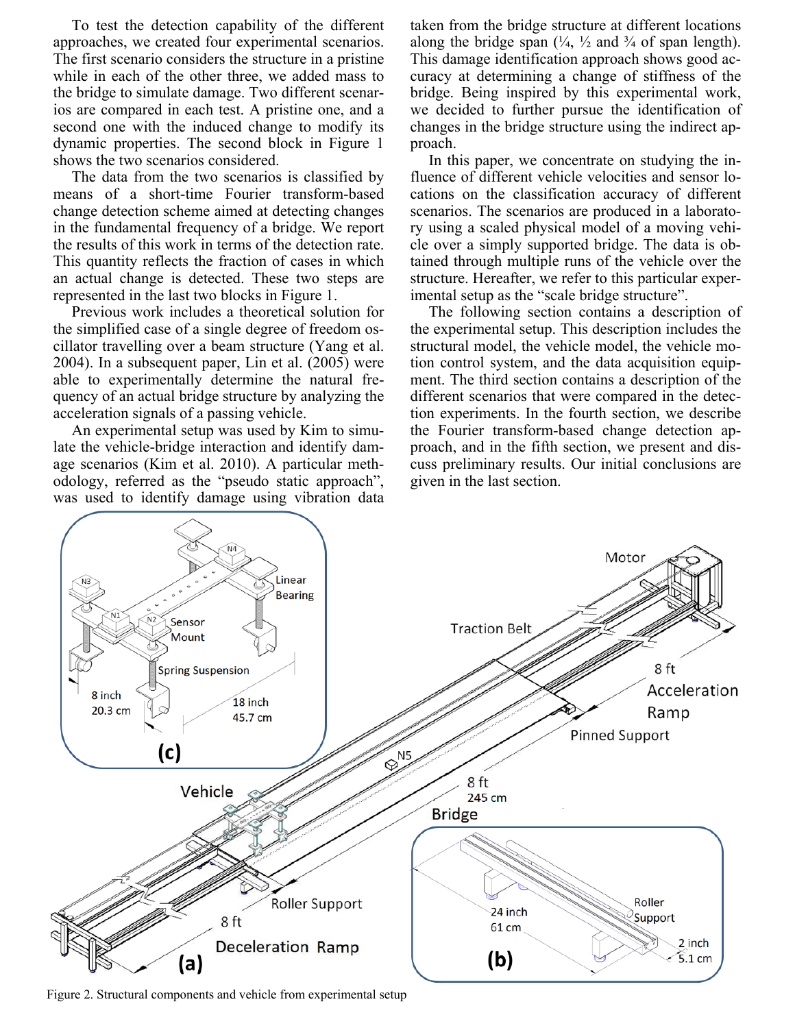To test the detection capability of the different approaches, we created four experimental scenarios. The first scenario considers the structure in a pristine while in each of the other three, we added mass to the bridge to simulate damage. Two different scenarios are compared in each test. A pristine one, and a second one with the induced change to modify its dynamic properties. The second block in Figure 1 shows the two scenarios considered.

The data from the two scenarios is classified by means of a short-time Fourier transform-based change detection scheme aimed at detecting changes in the fundamental frequency of a bridge. We report the results of this work in terms of the detection rate. This quantity reflects the fraction of cases in which an actual change is detected. These two steps are represented in the last two blocks in Figure 1.

Previous work includes a theoretical solution for the simplified case of a single degree of freedom oscillator travelling over a beam structure (Yang et al. 2004). In a subsequent paper, Lin et al. (2005) were able to experimentally determine the natural frequency of an actual bridge structure by analyzing the acceleration signals of a passing vehicle.

An experimental setup was used by Kim to simulate the vehicle-bridge interaction and identify damage scenarios (Kim et al. 2010). A particular methodology, referred as the "pseudo static approach", was used to identify damage using vibration data taken from the bridge structure at different locations along the bridge span (¼, ½ and ¾ of span length). This damage identification approach shows good accuracy at determining a change of stiffness of the bridge. Being inspired by this experimental work, we decided to further pursue the identification of changes in the bridge structure using the indirect approach.

In this paper, we concentrate on studying the influence of different vehicle velocities and sensor locations on the classification accuracy of different scenarios. The scenarios are produced in a laboratory using a scaled physical model of a moving vehicle over a simply supported bridge. The data is obtained through multiple runs of the vehicle over the structure. Hereafter, we refer to this particular experimental setup as the "scale bridge structure".

The following section contains a description of the experimental setup. This description includes the structural model, the vehicle model, the vehicle motion control system, and the data acquisition equipment. The third section contains a description of the different scenarios that were compared in the detection experiments. In the fourth section, we describe the Fourier transform-based change detection approach, and in the fifth section, we present and discuss preliminary results. Our initial conclusions are given in the last section.

Figure 2. Structural components and vehicle from experimental setup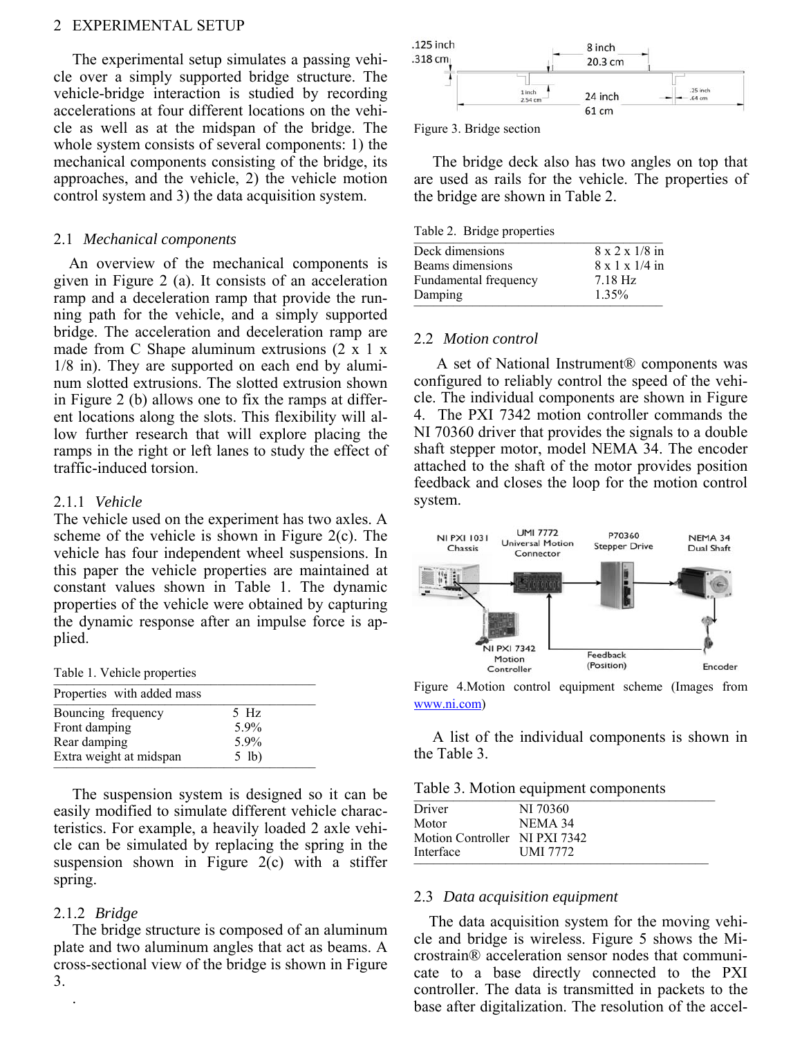## 2 EXPERIMENTAL SETUP

The experimental setup simulates a passing vehicle over a simply supported bridge structure. The vehicle-bridge interaction is studied by recording accelerations at four different locations on the vehicle as well as at the midspan of the bridge. The whole system consists of several components: 1) the mechanical components consisting of the bridge, its approaches, and the vehicle, 2) the vehicle motion control system and 3) the data acquisition system.

### 2.1 *Mechanical components*

An overview of the mechanical components is given in Figure 2 (a). It consists of an acceleration ramp and a deceleration ramp that provide the running path for the vehicle, and a simply supported bridge. The acceleration and deceleration ramp are made from C Shape aluminum extrusions (2 x 1 x 1/8 in). They are supported on each end by aluminum slotted extrusions. The slotted extrusion shown in Figure 2 (b) allows one to fix the ramps at different locations along the slots. This flexibility will allow further research that will explore placing the ramps in the right or left lanes to study the effect of traffic-induced torsion.

#### 2.1.1 *Vehicle*

The vehicle used on the experiment has two axles. A scheme of the vehicle is shown in Figure 2(c). The vehicle has four independent wheel suspensions. In this paper the vehicle properties are maintained at constant values shown in Table 1. The dynamic properties of the vehicle were obtained by capturing the dynamic response after an impulse force is applied.

Table 1. Vehicle properties

| Properties with added mass | |
|---|---|
| Bouncing frequency | 5 Hz |
| Front damping | 5.9% |
| Rear damping | 5.9% |
| Extra weight at midspan | 5 lb) |

The suspension system is designed so it can be easily modified to simulate different vehicle characteristics. For example, a heavily loaded 2 axle vehicle can be simulated by replacing the spring in the suspension shown in Figure 2(c) with a stiffer spring.

#### 2.1.2 *Bridge*

The bridge structure is composed of an aluminum plate and two aluminum angles that act as beams. A cross-sectional view of the bridge is shown in Figure 3.

.125 inch .318 cm; 8 inch 20.3 cm; 1 inch 2.54 cm; 24 inch 61 cm; .25 inch .64 cm

Figure 3. Bridge section

The bridge deck also has two angles on top that are used as rails for the vehicle. The properties of the bridge are shown in Table 2.

Table 2. Bridge properties

| | |
|---|---|
| Deck dimensions | 8 x 2 x 1/8 in |
| Beams dimensions | 8 x 1 x 1/4 in |
| Fundamental frequency | 7.18 Hz |
| Damping | 1.35% |

### 2.2 *Motion control*

A set of National Instrument® components was configured to reliably control the speed of the vehicle. The individual components are shown in Figure 4. The PXI 7342 motion controller commands the NI 70360 driver that provides the signals to a double shaft stepper motor, model NEMA 34. The encoder attached to the shaft of the motor provides position feedback and closes the loop for the motion control system.

NI PXI 1031 Chassis; UMI 7772 Universal Motion Connector; P70360 Stepper Drive; NEMA 34 Dual Shaft; NI PXI 7342 Motion Controller; Feedback (Position); Encoder

Figure 4.Motion control equipment scheme (Images from www.ni.com)

A list of the individual components is shown in the Table 3.

Table 3. Motion equipment components

| | |
|---|---|
| Driver | NI 70360 |
| Motor | NEMA 34 |
| Motion Controller | NI PXI 7342 |
| Interface | UMI 7772 |

### 2.3 *Data acquisition equipment*

The data acquisition system for the moving vehicle and bridge is wireless. Figure 5 shows the Microstrain® acceleration sensor nodes that communicate to a base directly connected to the PXI controller. The data is transmitted in packets to the base after digitalization. The resolution of the accel-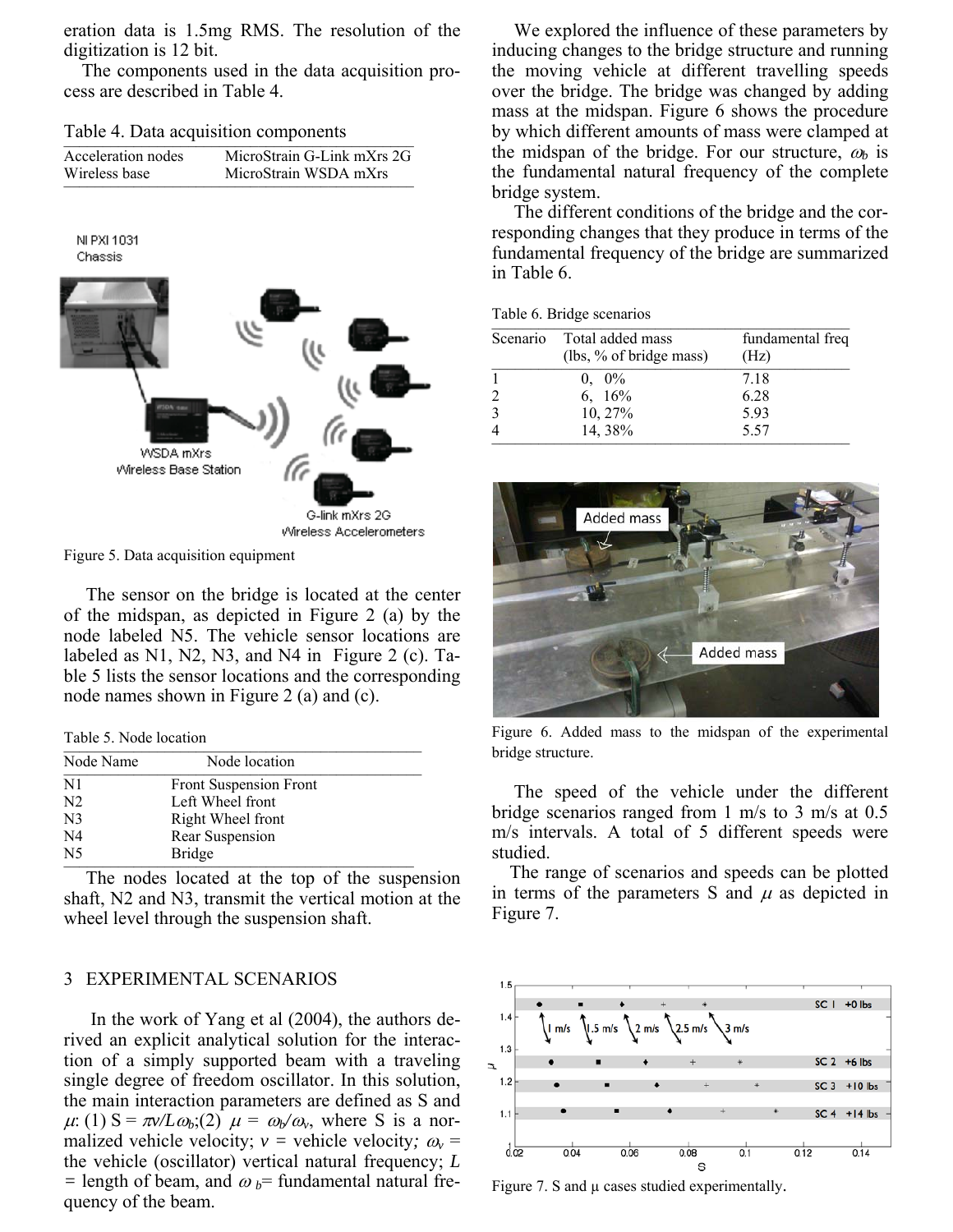eration data is 1.5mg RMS. The resolution of the digitization is 12 bit.

The components used in the data acquisition process are described in Table 4.

Table 4. Data acquisition components

| | |
|---|---|
| Acceleration nodes | MicroStrain G-Link mXrs 2G |
| Wireless base | MicroStrain WSDA mXrs |

Figure 5. Data acquisition equipment

The sensor on the bridge is located at the center of the midspan, as depicted in Figure 2 (a) by the node labeled N5. The vehicle sensor locations are labeled as N1, N2, N3, and N4 in Figure 2 (c). Table 5 lists the sensor locations and the corresponding node names shown in Figure 2 (a) and (c).

Table 5. Node location

| Node Name | Node location |
|---|---|
| N1 | Front Suspension Front |
| N2 | Left Wheel front |
| N3 | Right Wheel front |
| N4 | Rear Suspension |
| N5 | Bridge |

The nodes located at the top of the suspension shaft, N2 and N3, transmit the vertical motion at the wheel level through the suspension shaft.

## 3 EXPERIMENTAL SCENARIOS

In the work of Yang et al (2004), the authors derived an explicit analytical solution for the interaction of a simply supported beam with a traveling single degree of freedom oscillator. In this solution, the main interaction parameters are defined as S and $\mu$: (1) $S = \pi v / L\omega_b$;(2) $\mu = \omega_b/\omega_v$, where S is a normalized vehicle velocity; $v$ = vehicle velocity; $\omega_v$ = the vehicle (oscillator) vertical natural frequency; $L$ = length of beam, and $\omega_b$= fundamental natural frequency of the beam.

We explored the influence of these parameters by inducing changes to the bridge structure and running the moving vehicle at different travelling speeds over the bridge. The bridge was changed by adding mass at the midspan. Figure 6 shows the procedure by which different amounts of mass were clamped at the midspan of the bridge. For our structure, $\omega_b$ is the fundamental natural frequency of the complete bridge system.

The different conditions of the bridge and the corresponding changes that they produce in terms of the fundamental frequency of the bridge are summarized in Table 6.

Table 6. Bridge scenarios

| Scenario | Total added mass (lbs, % of bridge mass) | fundamental freq (Hz) |
|---|---|---|
| 1 | 0, 0% | 7.18 |
| 2 | 6, 16% | 6.28 |
| 3 | 10, 27% | 5.93 |
| 4 | 14, 38% | 5.57 |

Figure 6. Added mass to the midspan of the experimental bridge structure.

The speed of the vehicle under the different bridge scenarios ranged from 1 m/s to 3 m/s at 0.5 m/s intervals. A total of 5 different speeds were studied.

The range of scenarios and speeds can be plotted in terms of the parameters S and $\mu$ as depicted in Figure 7.

Figure 7. S and $\mu$ cases studied experimentally.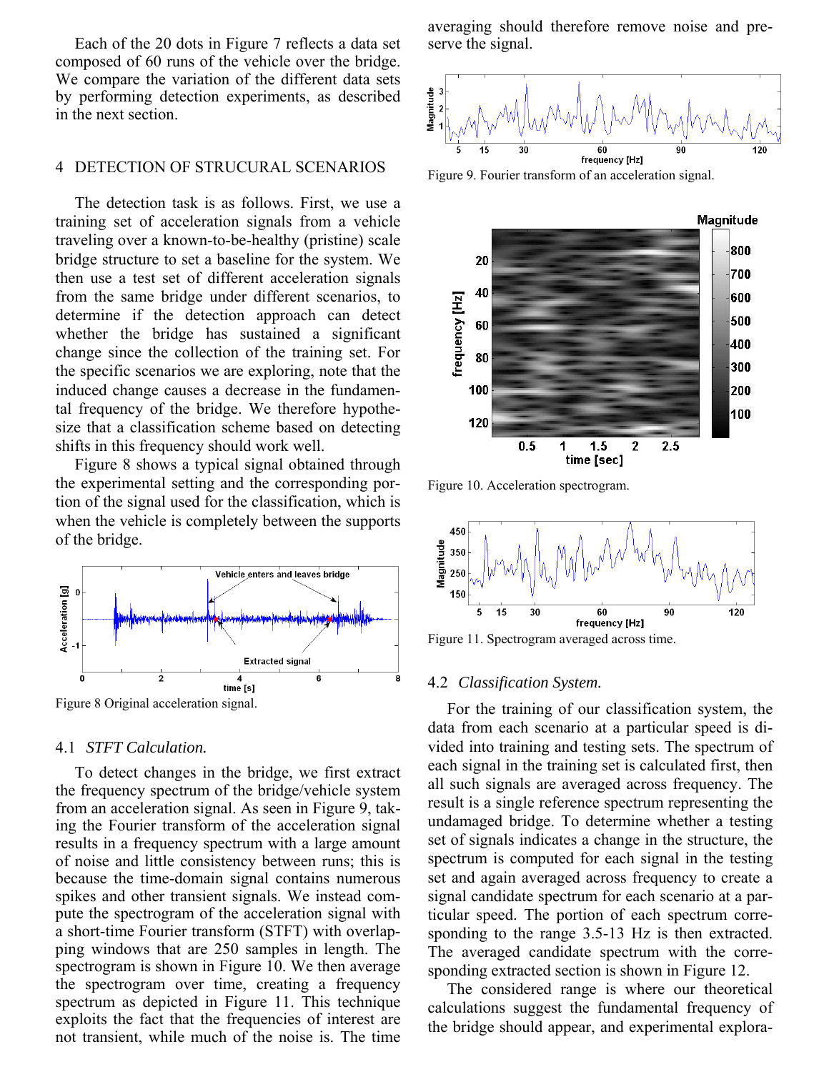Each of the 20 dots in Figure 7 reflects a data set composed of 60 runs of the vehicle over the bridge. We compare the variation of the different data sets by performing detection experiments, as described in the next section.

## 4 DETECTION OF STRUCURAL SCENARIOS

The detection task is as follows. First, we use a training set of acceleration signals from a vehicle traveling over a known-to-be-healthy (pristine) scale bridge structure to set a baseline for the system. We then use a test set of different acceleration signals from the same bridge under different scenarios, to determine if the detection approach can detect whether the bridge has sustained a significant change since the collection of the training set. For the specific scenarios we are exploring, note that the induced change causes a decrease in the fundamental frequency of the bridge. We therefore hypothesize that a classification scheme based on detecting shifts in this frequency should work well.

Figure 8 shows a typical signal obtained through the experimental setting and the corresponding portion of the signal used for the classification, which is when the vehicle is completely between the supports of the bridge.

Figure 8 Original acceleration signal.

### 4.1 *STFT Calculation.*

To detect changes in the bridge, we first extract the frequency spectrum of the bridge/vehicle system from an acceleration signal. As seen in Figure 9, taking the Fourier transform of the acceleration signal results in a frequency spectrum with a large amount of noise and little consistency between runs; this is because the time-domain signal contains numerous spikes and other transient signals. We instead compute the spectrogram of the acceleration signal with a short-time Fourier transform (STFT) with overlapping windows that are 250 samples in length. The spectrogram is shown in Figure 10. We then average the spectrogram over time, creating a frequency spectrum as depicted in Figure 11. This technique exploits the fact that the frequencies of interest are not transient, while much of the noise is. The time averaging should therefore remove noise and preserve the signal.

Figure 9. Fourier transform of an acceleration signal.

Figure 10. Acceleration spectrogram.

Figure 11. Spectrogram averaged across time.

### 4.2 *Classification System.*

For the training of our classification system, the data from each scenario at a particular speed is divided into training and testing sets. The spectrum of each signal in the training set is calculated first, then all such signals are averaged across frequency. The result is a single reference spectrum representing the undamaged bridge. To determine whether a testing set of signals indicates a change in the structure, the spectrum is computed for each signal in the testing set and again averaged across frequency to create a signal candidate spectrum for each scenario at a particular speed. The portion of each spectrum corresponding to the range 3.5-13 Hz is then extracted. The averaged candidate spectrum with the corresponding extracted section is shown in Figure 12.

The considered range is where our theoretical calculations suggest the fundamental frequency of the bridge should appear, and experimental explora-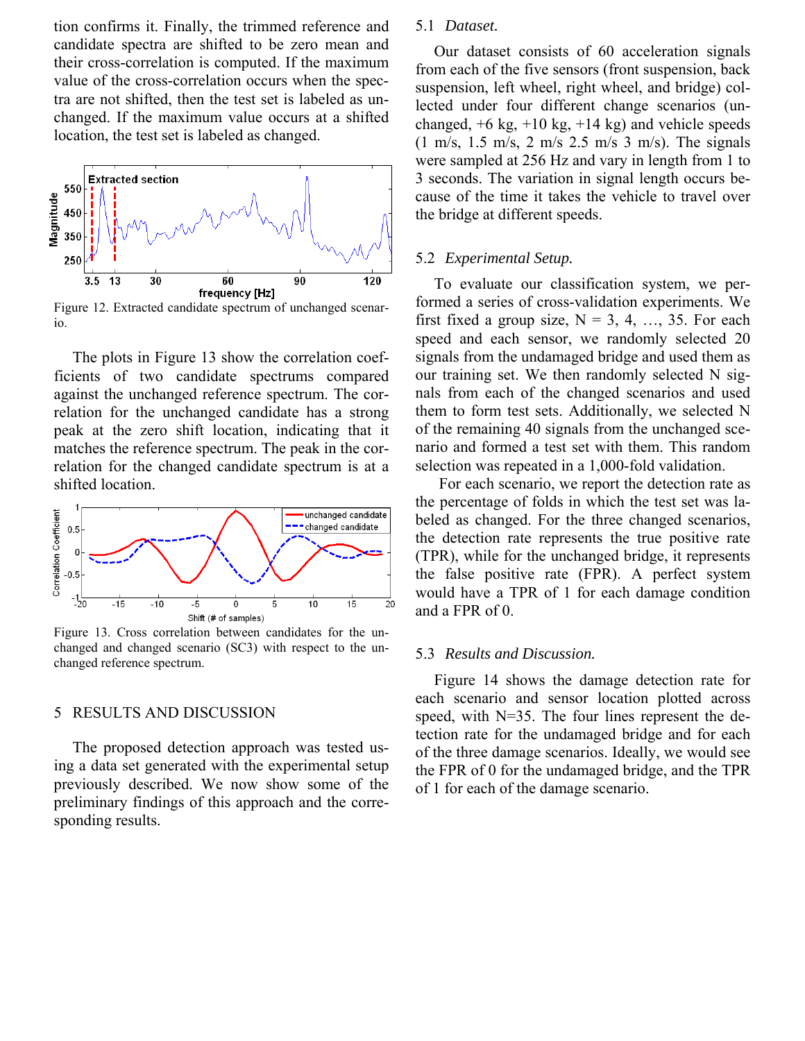tion confirms it. Finally, the trimmed reference and candidate spectra are shifted to be zero mean and their cross-correlation is computed. If the maximum value of the cross-correlation occurs when the spectra are not shifted, then the test set is labeled as unchanged. If the maximum value occurs at a shifted location, the test set is labeled as changed.

Figure 12. Extracted candidate spectrum of unchanged scenario.

The plots in Figure 13 show the correlation coefficients of two candidate spectrums compared against the unchanged reference spectrum. The correlation for the unchanged candidate has a strong peak at the zero shift location, indicating that it matches the reference spectrum. The peak in the correlation for the changed candidate spectrum is at a shifted location.

Figure 13. Cross correlation between candidates for the unchanged and changed scenario (SC3) with respect to the unchanged reference spectrum.

## 5 RESULTS AND DISCUSSION

The proposed detection approach was tested using a data set generated with the experimental setup previously described. We now show some of the preliminary findings of this approach and the corresponding results.

### 5.1 *Dataset.*

Our dataset consists of 60 acceleration signals from each of the five sensors (front suspension, back suspension, left wheel, right wheel, and bridge) collected under four different change scenarios (unchanged, +6 kg, +10 kg, +14 kg) and vehicle speeds (1 m/s, 1.5 m/s, 2 m/s 2.5 m/s 3 m/s). The signals were sampled at 256 Hz and vary in length from 1 to 3 seconds. The variation in signal length occurs because of the time it takes the vehicle to travel over the bridge at different speeds.

### 5.2 *Experimental Setup.*

To evaluate our classification system, we performed a series of cross-validation experiments. We first fixed a group size, N = 3, 4, …, 35. For each speed and each sensor, we randomly selected 20 signals from the undamaged bridge and used them as our training set. We then randomly selected N signals from each of the changed scenarios and used them to form test sets. Additionally, we selected N of the remaining 40 signals from the unchanged scenario and formed a test set with them. This random selection was repeated in a 1,000-fold validation.

For each scenario, we report the detection rate as the percentage of folds in which the test set was labeled as changed. For the three changed scenarios, the detection rate represents the true positive rate (TPR), while for the unchanged bridge, it represents the false positive rate (FPR). A perfect system would have a TPR of 1 for each damage condition and a FPR of 0.

### 5.3 *Results and Discussion.*

Figure 14 shows the damage detection rate for each scenario and sensor location plotted across speed, with N=35. The four lines represent the detection rate for the undamaged bridge and for each of the three damage scenarios. Ideally, we would see the FPR of 0 for the undamaged bridge, and the TPR of 1 for each of the damage scenario.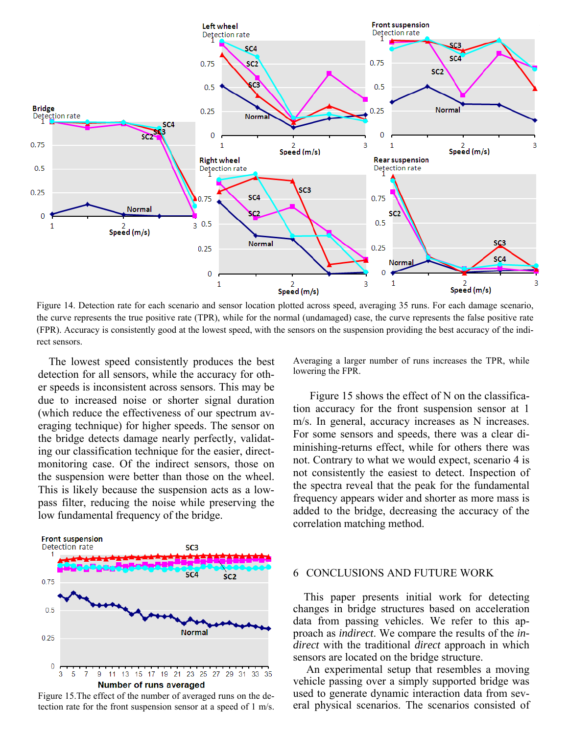Figure 14. Detection rate for each scenario and sensor location plotted across speed, averaging 35 runs. For each damage scenario, the curve represents the true positive rate (TPR), while for the normal (undamaged) case, the curve represents the false positive rate (FPR). Accuracy is consistently good at the lowest speed, with the sensors on the suspension providing the best accuracy of the indirect sensors.

The lowest speed consistently produces the best detection for all sensors, while the accuracy for other speeds is inconsistent across sensors. This may be due to increased noise or shorter signal duration (which reduce the effectiveness of our spectrum averaging technique) for higher speeds. The sensor on the bridge detects damage nearly perfectly, validating our classification technique for the easier, direct-monitoring case. Of the indirect sensors, those on the suspension were better than those on the wheel. This is likely because the suspension acts as a low-pass filter, reducing the noise while preserving the low fundamental frequency of the bridge.

Figure 15.The effect of the number of averaged runs on the detection rate for the front suspension sensor at a speed of 1 m/s. Averaging a larger number of runs increases the TPR, while lowering the FPR.

Figure 15 shows the effect of N on the classification accuracy for the front suspension sensor at 1 m/s. In general, accuracy increases as N increases. For some sensors and speeds, there was a clear diminishing-returns effect, while for others there was not. Contrary to what we would expect, scenario 4 is not consistently the easiest to detect. Inspection of the spectra reveal that the peak for the fundamental frequency appears wider and shorter as more mass is added to the bridge, decreasing the accuracy of the correlation matching method.

## 6 CONCLUSIONS AND FUTURE WORK

This paper presents initial work for detecting changes in bridge structures based on acceleration data from passing vehicles. We refer to this approach as *indirect*. We compare the results of the *indirect* with the traditional *direct* approach in which sensors are located on the bridge structure.

An experimental setup that resembles a moving vehicle passing over a simply supported bridge was used to generate dynamic interaction data from several physical scenarios. The scenarios consisted of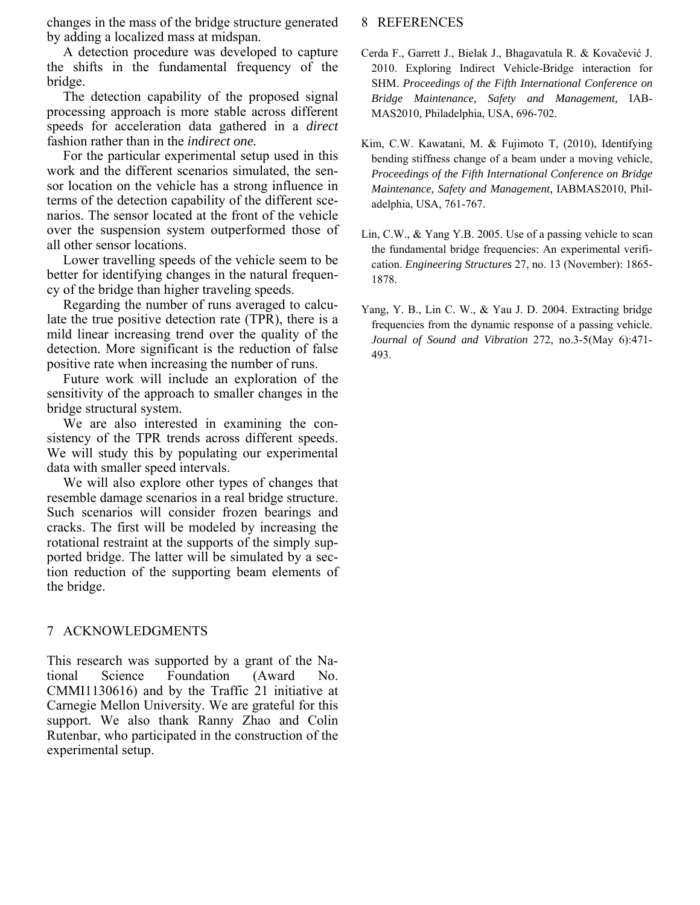changes in the mass of the bridge structure generated by adding a localized mass at midspan.

A detection procedure was developed to capture the shifts in the fundamental frequency of the bridge.

The detection capability of the proposed signal processing approach is more stable across different speeds for acceleration data gathered in a *direct* fashion rather than in the *indirect one.*

For the particular experimental setup used in this work and the different scenarios simulated, the sensor location on the vehicle has a strong influence in terms of the detection capability of the different scenarios. The sensor located at the front of the vehicle over the suspension system outperformed those of all other sensor locations.

Lower travelling speeds of the vehicle seem to be better for identifying changes in the natural frequency of the bridge than higher traveling speeds.

Regarding the number of runs averaged to calculate the true positive detection rate (TPR), there is a mild linear increasing trend over the quality of the detection. More significant is the reduction of false positive rate when increasing the number of runs.

Future work will include an exploration of the sensitivity of the approach to smaller changes in the bridge structural system.

We are also interested in examining the consistency of the TPR trends across different speeds. We will study this by populating our experimental data with smaller speed intervals.

We will also explore other types of changes that resemble damage scenarios in a real bridge structure. Such scenarios will consider frozen bearings and cracks. The first will be modeled by increasing the rotational restraint at the supports of the simply supported bridge. The latter will be simulated by a section reduction of the supporting beam elements of the bridge.

## 7 ACKNOWLEDGMENTS

This research was supported by a grant of the National Science Foundation (Award No. CMMI1130616) and by the Traffic 21 initiative at Carnegie Mellon University. We are grateful for this support. We also thank Ranny Zhao and Colin Rutenbar, who participated in the construction of the experimental setup.

## 8 REFERENCES

Cerda F., Garrett J., Bielak J., Bhagavatula R. & Kovačević J. 2010. Exploring Indirect Vehicle-Bridge interaction for SHM. *Proceedings of the Fifth International Conference on Bridge Maintenance, Safety and Management,* IAB-MAS2010, Philadelphia, USA, 696-702.

Kim, C.W. Kawatani, M. & Fujimoto T, (2010), Identifying bending stiffness change of a beam under a moving vehicle, *Proceedings of the Fifth International Conference on Bridge Maintenance, Safety and Management,* IABMAS2010, Philadelphia, USA, 761-767.

Lin, C.W., & Yang Y.B. 2005. Use of a passing vehicle to scan the fundamental bridge frequencies: An experimental verification. *Engineering Structures* 27, no. 13 (November): 1865-1878.

Yang, Y. B., Lin C. W., & Yau J. D. 2004. Extracting bridge frequencies from the dynamic response of a passing vehicle. *Journal of Sound and Vibration* 272, no.3-5(May 6):471-493.